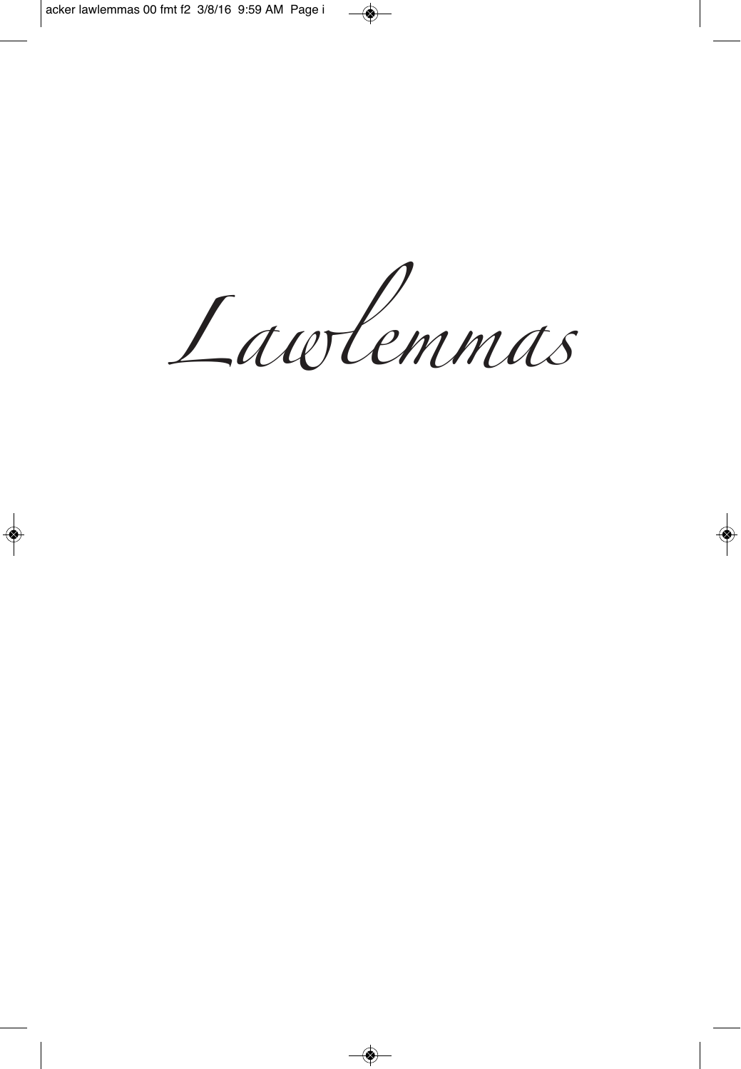# *Lawlemmas*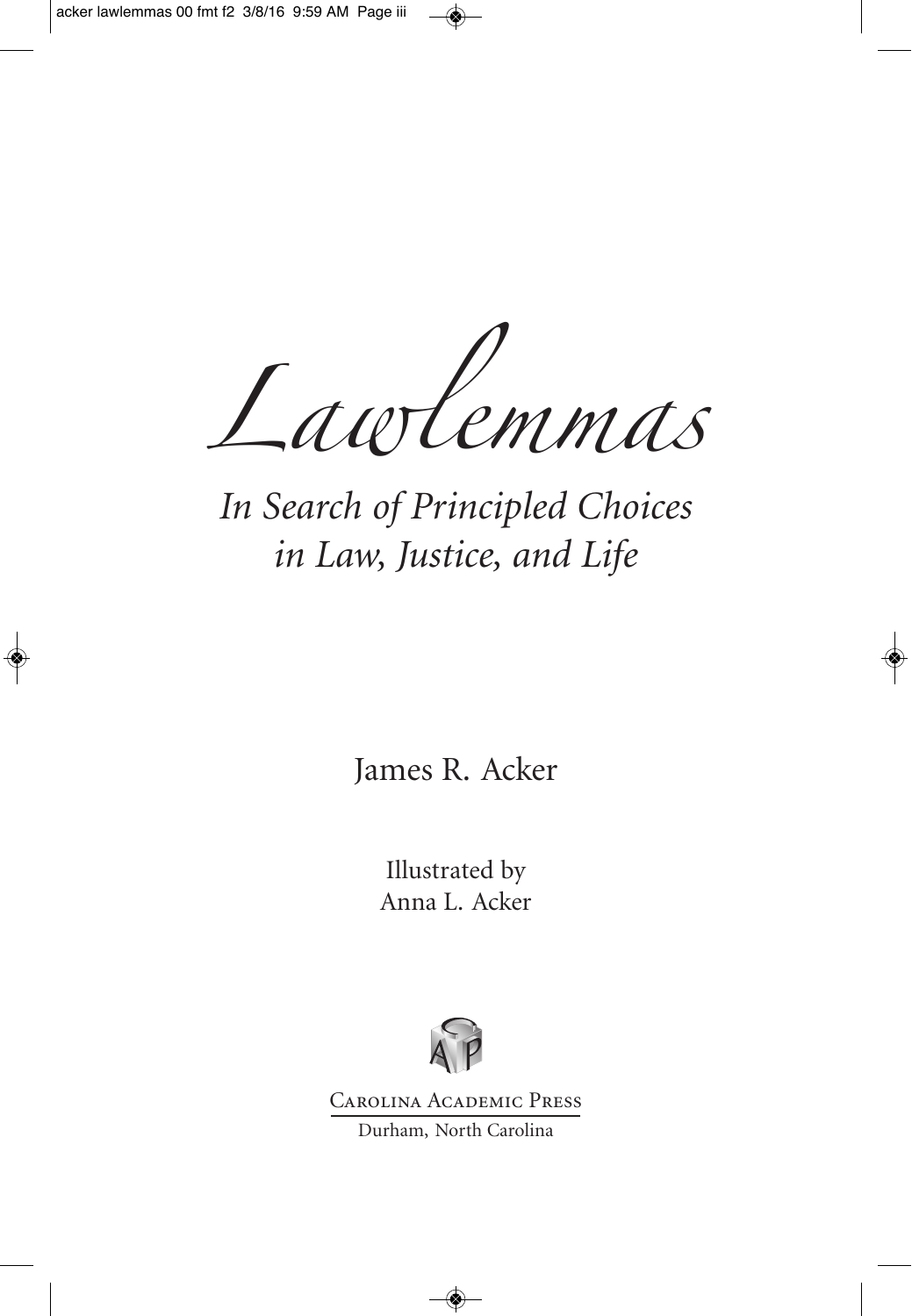# *Lawlemmas*

## *In Search of Principled Choices in Law, Justice, and Life*

James R. Acker

Illustrated by
Anna L. Acker

Carolina Academic Press
Durham, North Carolina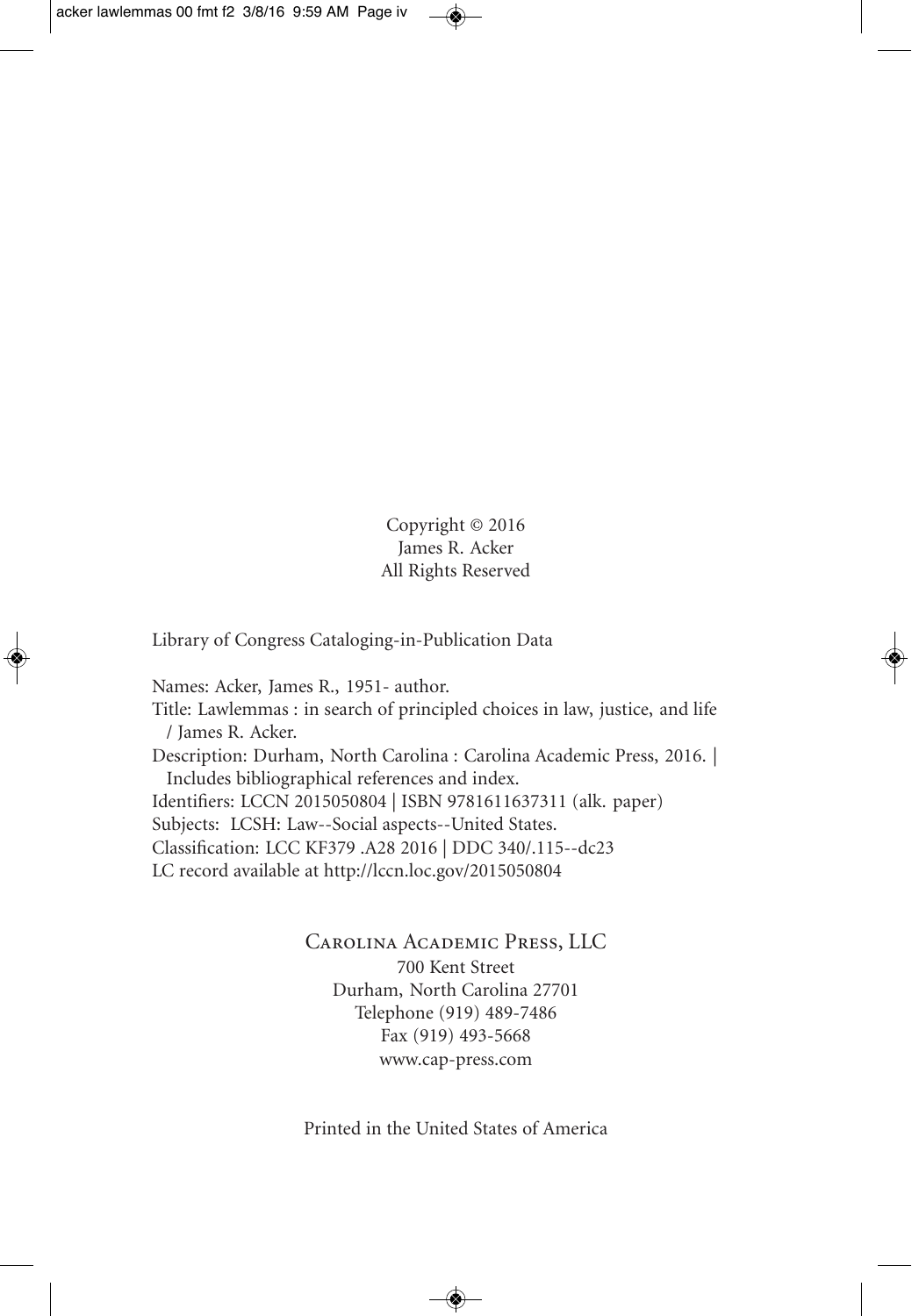Copyright © 2016
James R. Acker
All Rights Reserved

Library of Congress Cataloging-in-Publication Data

Names: Acker, James R., 1951- author.
Title: Lawlemmas : in search of principled choices in law, justice, and life / James R. Acker.
Description: Durham, North Carolina : Carolina Academic Press, 2016. | Includes bibliographical references and index.
Identifiers: LCCN 2015050804 | ISBN 9781611637311 (alk. paper)
Subjects: LCSH: Law--Social aspects--United States.
Classification: LCC KF379 .A28 2016 | DDC 340/.115--dc23
LC record available at http://lccn.loc.gov/2015050804

Carolina Academic Press, LLC
700 Kent Street
Durham, North Carolina 27701
Telephone (919) 489-7486
Fax (919) 493-5668
www.cap-press.com

Printed in the United States of America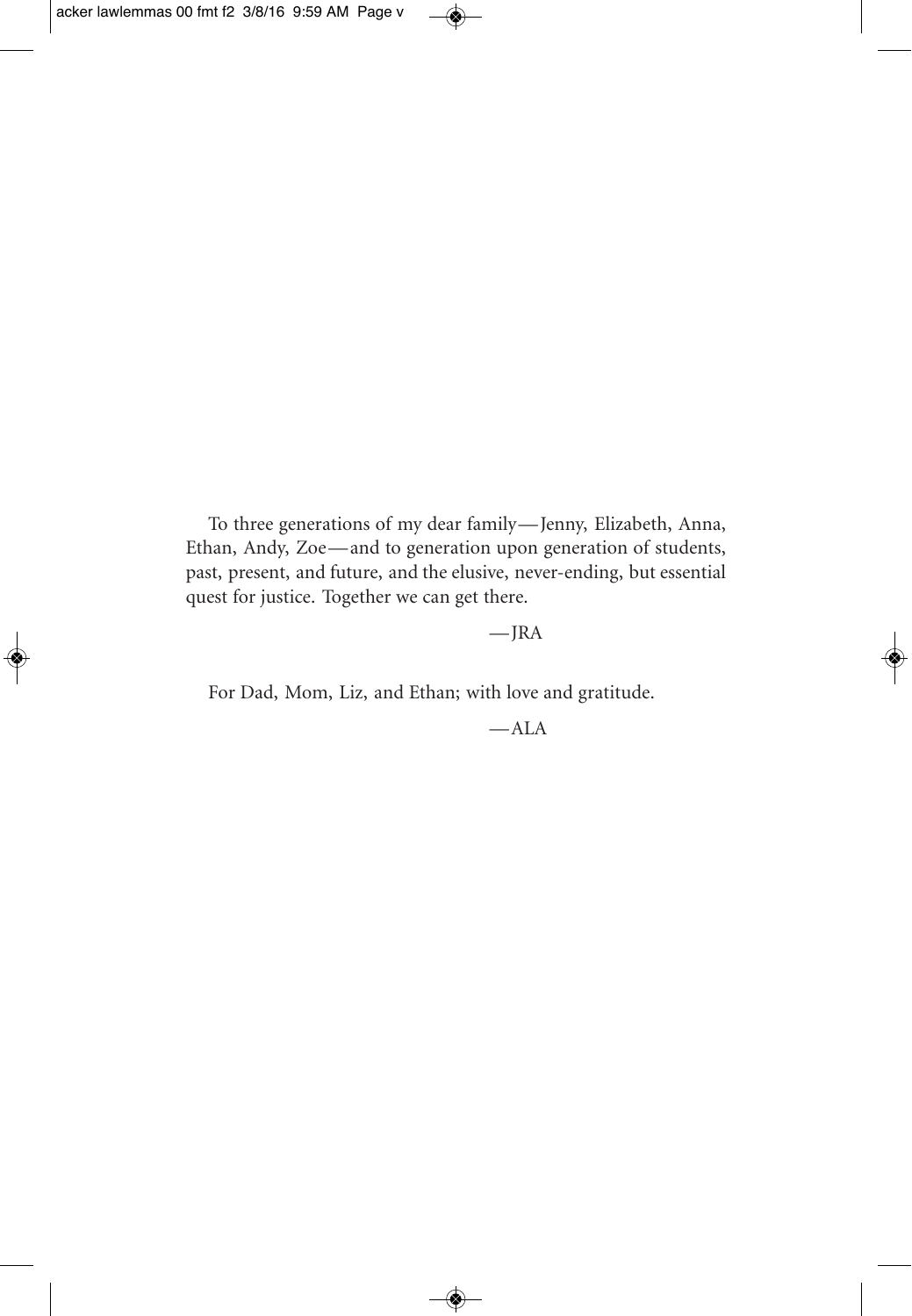To three generations of my dear family—Jenny, Elizabeth, Anna, Ethan, Andy, Zoe—and to generation upon generation of students, past, present, and future, and the elusive, never-ending, but essential quest for justice. Together we can get there.

—JRA

For Dad, Mom, Liz, and Ethan; with love and gratitude.

—ALA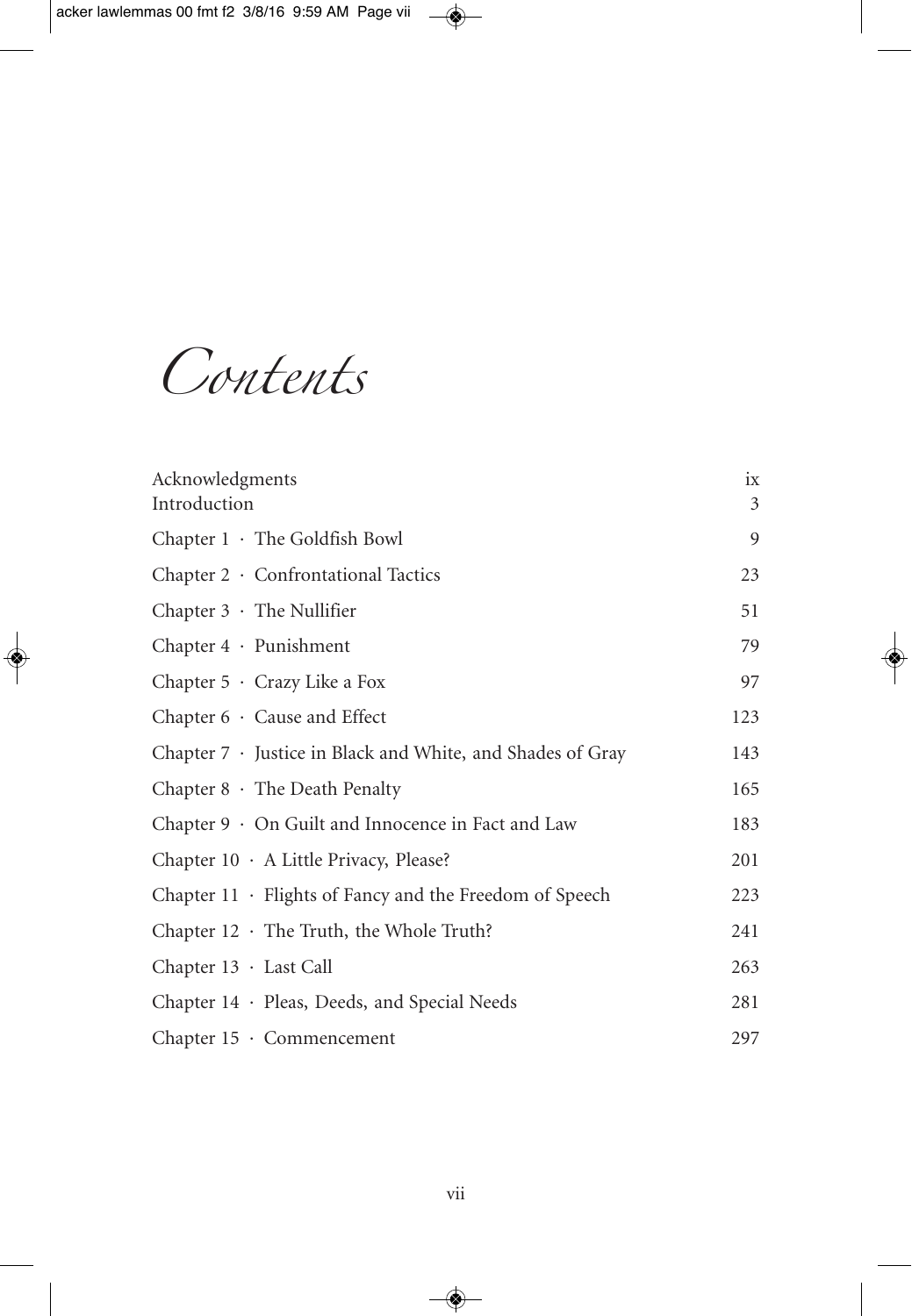# Contents

| | |
|---|---|
| Acknowledgments | ix |
| Introduction | 3 |
| Chapter 1 · The Goldfish Bowl | 9 |
| Chapter 2 · Confrontational Tactics | 23 |
| Chapter 3 · The Nullifier | 51 |
| Chapter 4 · Punishment | 79 |
| Chapter 5 · Crazy Like a Fox | 97 |
| Chapter 6 · Cause and Effect | 123 |
| Chapter 7 · Justice in Black and White, and Shades of Gray | 143 |
| Chapter 8 · The Death Penalty | 165 |
| Chapter 9 · On Guilt and Innocence in Fact and Law | 183 |
| Chapter 10 · A Little Privacy, Please? | 201 |
| Chapter 11 · Flights of Fancy and the Freedom of Speech | 223 |
| Chapter 12 · The Truth, the Whole Truth? | 241 |
| Chapter 13 · Last Call | 263 |
| Chapter 14 · Pleas, Deeds, and Special Needs | 281 |
| Chapter 15 · Commencement | 297 |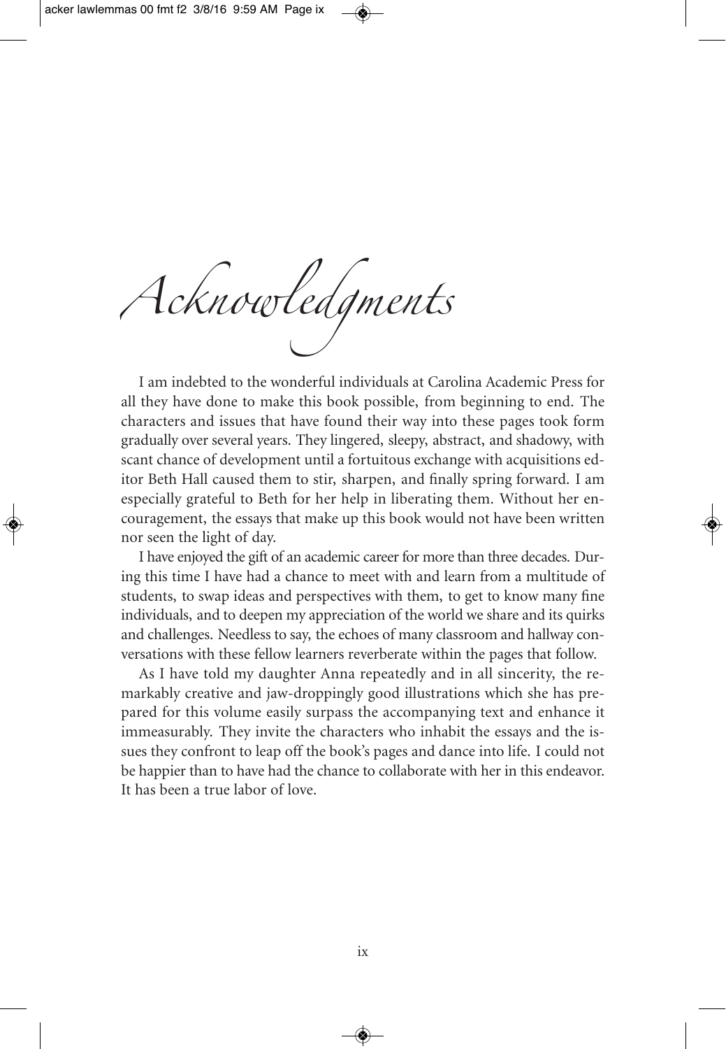# Acknowledgments

I am indebted to the wonderful individuals at Carolina Academic Press for all they have done to make this book possible, from beginning to end. The characters and issues that have found their way into these pages took form gradually over several years. They lingered, sleepy, abstract, and shadowy, with scant chance of development until a fortuitous exchange with acquisitions editor Beth Hall caused them to stir, sharpen, and finally spring forward. I am especially grateful to Beth for her help in liberating them. Without her encouragement, the essays that make up this book would not have been written nor seen the light of day.

I have enjoyed the gift of an academic career for more than three decades. During this time I have had a chance to meet with and learn from a multitude of students, to swap ideas and perspectives with them, to get to know many fine individuals, and to deepen my appreciation of the world we share and its quirks and challenges. Needless to say, the echoes of many classroom and hallway conversations with these fellow learners reverberate within the pages that follow.

As I have told my daughter Anna repeatedly and in all sincerity, the remarkably creative and jaw-droppingly good illustrations which she has prepared for this volume easily surpass the accompanying text and enhance it immeasurably. They invite the characters who inhabit the essays and the issues they confront to leap off the book's pages and dance into life. I could not be happier than to have had the chance to collaborate with her in this endeavor. It has been a true labor of love.